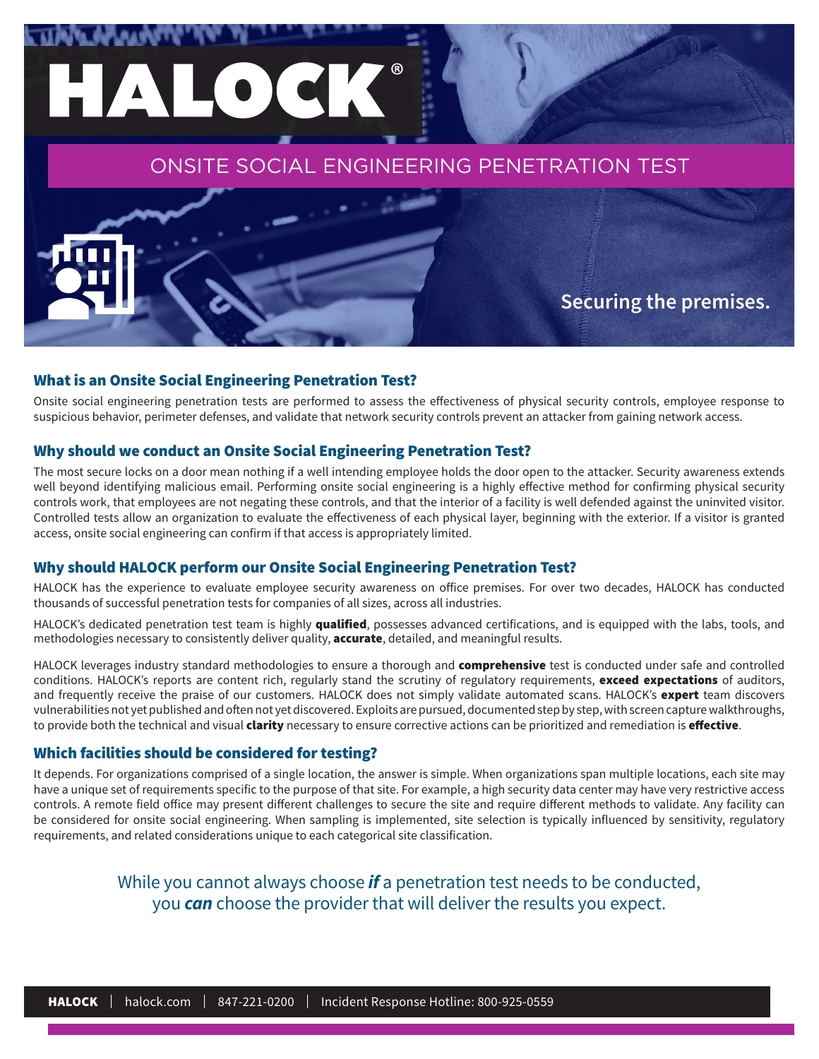# HALOCK®

## ONSITE SOCIAL ENGINEERING PENETRATION TEST

**Securing the premises.**

### What is an Onsite Social Engineering Penetration Test?

Onsite social engineering penetration tests are performed to assess the effectiveness of physical security controls, employee response to suspicious behavior, perimeter defenses, and validate that network security controls prevent an attacker from gaining network access.

### Why should we conduct an Onsite Social Engineering Penetration Test?

The most secure locks on a door mean nothing if a well intending employee holds the door open to the attacker. Security awareness extends well beyond identifying malicious email. Performing onsite social engineering is a highly effective method for confirming physical security controls work, that employees are not negating these controls, and that the interior of a facility is well defended against the uninvited visitor. Controlled tests allow an organization to evaluate the effectiveness of each physical layer, beginning with the exterior. If a visitor is granted access, onsite social engineering can confirm if that access is appropriately limited.

### Why should HALOCK perform our Onsite Social Engineering Penetration Test?

HALOCK has the experience to evaluate employee security awareness on office premises. For over two decades, HALOCK has conducted thousands of successful penetration tests for companies of all sizes, across all industries.

HALOCK's dedicated penetration test team is highly **qualified**, possesses advanced certifications, and is equipped with the labs, tools, and methodologies necessary to consistently deliver quality, **accurate**, detailed, and meaningful results.

HALOCK leverages industry standard methodologies to ensure a thorough and **comprehensive** test is conducted under safe and controlled conditions. HALOCK's reports are content rich, regularly stand the scrutiny of regulatory requirements, **exceed expectations** of auditors, and frequently receive the praise of our customers. HALOCK does not simply validate automated scans. HALOCK's **expert** team discovers vulnerabilities not yet published and often not yet discovered. Exploits are pursued, documented step by step, with screen capture walkthroughs, to provide both the technical and visual **clarity** necessary to ensure corrective actions can be prioritized and remediation is **effective**.

### Which facilities should be considered for testing?

It depends. For organizations comprised of a single location, the answer is simple. When organizations span multiple locations, each site may have a unique set of requirements specific to the purpose of that site. For example, a high security data center may have very restrictive access controls. A remote field office may present different challenges to secure the site and require different methods to validate. Any facility can be considered for onsite social engineering. When sampling is implemented, site selection is typically influenced by sensitivity, regulatory requirements, and related considerations unique to each categorical site classification.

While you cannot always choose ***if*** a penetration test needs to be conducted, you ***can*** choose the provider that will deliver the results you expect.

**HALOCK** | halock.com | 847-221-0200 | Incident Response Hotline: 800-925-0559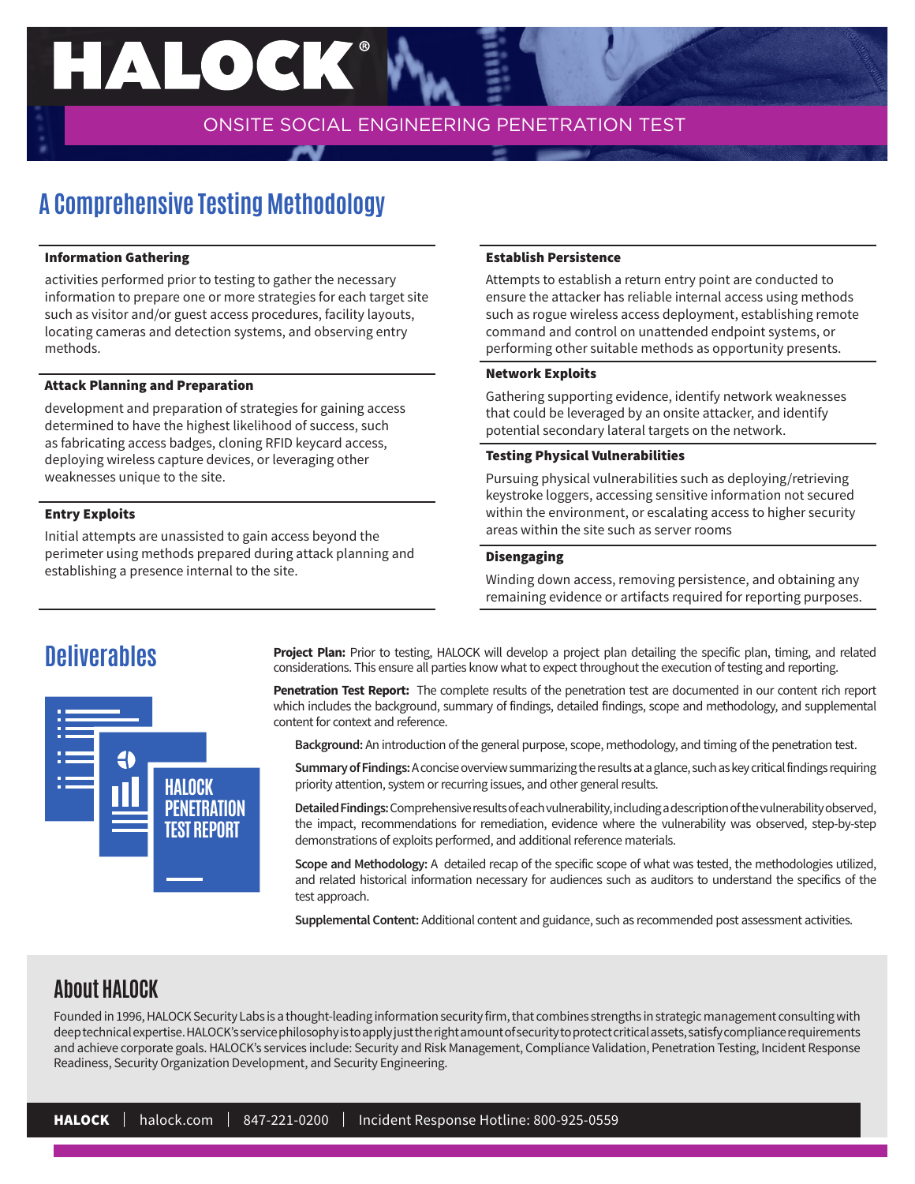HALOCK®

ONSITE SOCIAL ENGINEERING PENETRATION TEST

## A Comprehensive Testing Methodology

**Information Gathering**

activities performed prior to testing to gather the necessary information to prepare one or more strategies for each target site such as visitor and/or guest access procedures, facility layouts, locating cameras and detection systems, and observing entry methods.

**Attack Planning and Preparation**

development and preparation of strategies for gaining access determined to have the highest likelihood of success, such as fabricating access badges, cloning RFID keycard access, deploying wireless capture devices, or leveraging other weaknesses unique to the site.

**Entry Exploits**

Initial attempts are unassisted to gain access beyond the perimeter using methods prepared during attack planning and establishing a presence internal to the site.

**Establish Persistence**

Attempts to establish a return entry point are conducted to ensure the attacker has reliable internal access using methods such as rogue wireless access deployment, establishing remote command and control on unattended endpoint systems, or performing other suitable methods as opportunity presents.

**Network Exploits**

Gathering supporting evidence, identify network weaknesses that could be leveraged by an onsite attacker, and identify potential secondary lateral targets on the network.

**Testing Physical Vulnerabilities**

Pursuing physical vulnerabilities such as deploying/retrieving keystroke loggers, accessing sensitive information not secured within the environment, or escalating access to higher security areas within the site such as server rooms

**Disengaging**

Winding down access, removing persistence, and obtaining any remaining evidence or artifacts required for reporting purposes.

## Deliverables

HALOCK PENETRATION TEST REPORT

**Project Plan:** Prior to testing, HALOCK will develop a project plan detailing the specific plan, timing, and related considerations. This ensure all parties know what to expect throughout the execution of testing and reporting.

**Penetration Test Report:** The complete results of the penetration test are documented in our content rich report which includes the background, summary of findings, detailed findings, scope and methodology, and supplemental content for context and reference.

- **Background:** An introduction of the general purpose, scope, methodology, and timing of the penetration test.
- **Summary of Findings:** A concise overview summarizing the results at a glance, such as key critical findings requiring priority attention, system or recurring issues, and other general results.
- **Detailed Findings:** Comprehensive results of each vulnerability, including a description of the vulnerability observed, the impact, recommendations for remediation, evidence where the vulnerability was observed, step-by-step demonstrations of exploits performed, and additional reference materials.
- **Scope and Methodology:** A detailed recap of the specific scope of what was tested, the methodologies utilized, and related historical information necessary for audiences such as auditors to understand the specifics of the test approach.
- **Supplemental Content:** Additional content and guidance, such as recommended post assessment activities.

## About HALOCK

Founded in 1996, HALOCK Security Labs is a thought-leading information security firm, that combines strengths in strategic management consulting with deep technical expertise. HALOCK's service philosophy is to apply just the right amount of security to protect critical assets, satisfy compliance requirements and achieve corporate goals. HALOCK's services include: Security and Risk Management, Compliance Validation, Penetration Testing, Incident Response Readiness, Security Organization Development, and Security Engineering.

**HALOCK** | halock.com | 847-221-0200 | Incident Response Hotline: 800-925-0559